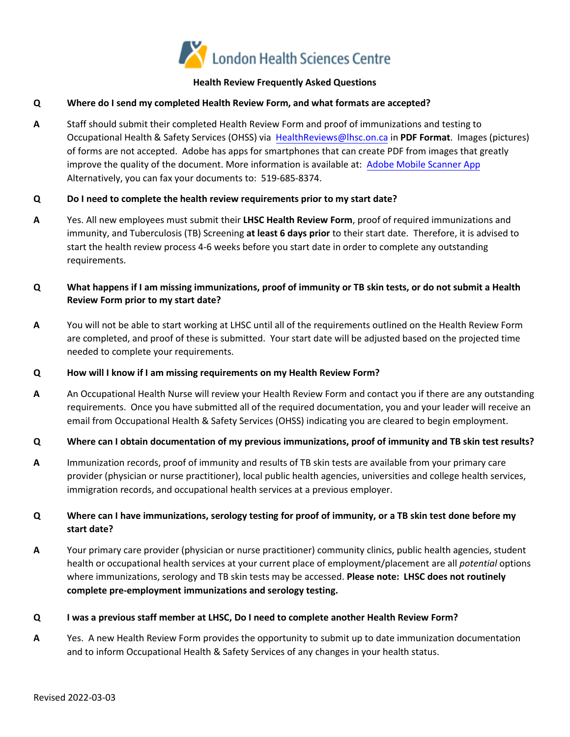London Health Sciences Centre

# Health Review Frequently Asked Questions

**Q** **Where do I send my completed Health Review Form, and what formats are accepted?**

**A** Staff should submit their completed Health Review Form and proof of immunizations and testing to Occupational Health & Safety Services (OHSS) via [HealthReviews@lhsc.on.ca](mailto:HealthReviews@lhsc.on.ca) in **PDF Format**. Images (pictures) of forms are not accepted. Adobe has apps for smartphones that can create PDF from images that greatly improve the quality of the document. More information is available at: [Adobe Mobile Scanner App](#) Alternatively, you can fax your documents to: 519-685-8374.

**Q** **Do I need to complete the health review requirements prior to my start date?**

**A** Yes. All new employees must submit their **LHSC Health Review Form**, proof of required immunizations and immunity, and Tuberculosis (TB) Screening **at least 6 days prior** to their start date. Therefore, it is advised to start the health review process 4-6 weeks before you start date in order to complete any outstanding requirements.

**Q** **What happens if I am missing immunizations, proof of immunity or TB skin tests, or do not submit a Health Review Form prior to my start date?**

**A** You will not be able to start working at LHSC until all of the requirements outlined on the Health Review Form are completed, and proof of these is submitted. Your start date will be adjusted based on the projected time needed to complete your requirements.

**Q** **How will I know if I am missing requirements on my Health Review Form?**

**A** An Occupational Health Nurse will review your Health Review Form and contact you if there are any outstanding requirements. Once you have submitted all of the required documentation, you and your leader will receive an email from Occupational Health & Safety Services (OHSS) indicating you are cleared to begin employment.

**Q** **Where can I obtain documentation of my previous immunizations, proof of immunity and TB skin test results?**

**A** Immunization records, proof of immunity and results of TB skin tests are available from your primary care provider (physician or nurse practitioner), local public health agencies, universities and college health services, immigration records, and occupational health services at a previous employer.

**Q** **Where can I have immunizations, serology testing for proof of immunity, or a TB skin test done before my start date?**

**A** Your primary care provider (physician or nurse practitioner) community clinics, public health agencies, student health or occupational health services at your current place of employment/placement are all *potential* options where immunizations, serology and TB skin tests may be accessed. **Please note: LHSC does not routinely complete pre-employment immunizations and serology testing.**

**Q** **I was a previous staff member at LHSC, Do I need to complete another Health Review Form?**

**A** Yes. A new Health Review Form provides the opportunity to submit up to date immunization documentation and to inform Occupational Health & Safety Services of any changes in your health status.

Revised 2022-03-03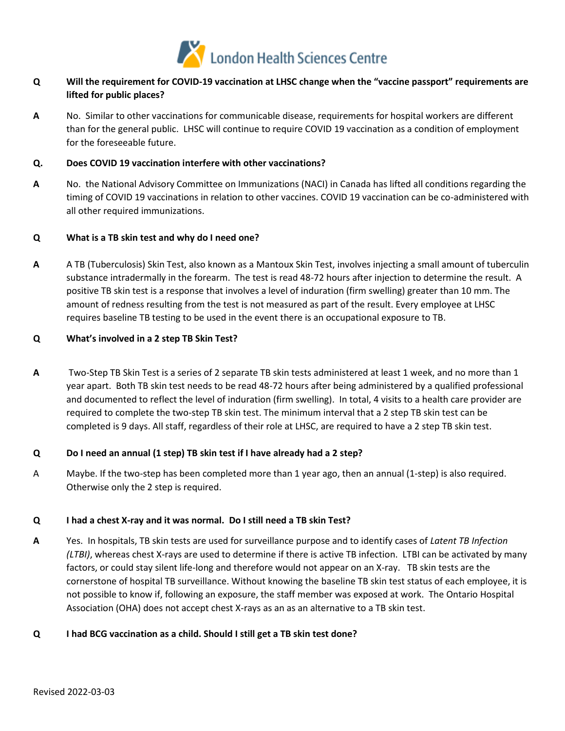**Q** **Will the requirement for COVID-19 vaccination at LHSC change when the "vaccine passport" requirements are lifted for public places?**

**A** No. Similar to other vaccinations for communicable disease, requirements for hospital workers are different than for the general public. LHSC will continue to require COVID 19 vaccination as a condition of employment for the foreseeable future.

**Q.** **Does COVID 19 vaccination interfere with other vaccinations?**

**A** No. the National Advisory Committee on Immunizations (NACI) in Canada has lifted all conditions regarding the timing of COVID 19 vaccinations in relation to other vaccines. COVID 19 vaccination can be co-administered with all other required immunizations.

**Q** **What is a TB skin test and why do I need one?**

**A** A TB (Tuberculosis) Skin Test, also known as a Mantoux Skin Test, involves injecting a small amount of tuberculin substance intradermally in the forearm. The test is read 48-72 hours after injection to determine the result. A positive TB skin test is a response that involves a level of induration (firm swelling) greater than 10 mm. The amount of redness resulting from the test is not measured as part of the result. Every employee at LHSC requires baseline TB testing to be used in the event there is an occupational exposure to TB.

**Q** **What's involved in a 2 step TB Skin Test?**

**A** Two-Step TB Skin Test is a series of 2 separate TB skin tests administered at least 1 week, and no more than 1 year apart. Both TB skin test needs to be read 48-72 hours after being administered by a qualified professional and documented to reflect the level of induration (firm swelling). In total, 4 visits to a health care provider are required to complete the two-step TB skin test. The minimum interval that a 2 step TB skin test can be completed is 9 days. All staff, regardless of their role at LHSC, are required to have a 2 step TB skin test.

**Q** **Do I need an annual (1 step) TB skin test if I have already had a 2 step?**

A Maybe. If the two-step has been completed more than 1 year ago, then an annual (1-step) is also required. Otherwise only the 2 step is required.

**Q** **I had a chest X-ray and it was normal. Do I still need a TB skin Test?**

**A** Yes. In hospitals, TB skin tests are used for surveillance purpose and to identify cases of *Latent TB Infection (LTBI)*, whereas chest X-rays are used to determine if there is active TB infection. LTBI can be activated by many factors, or could stay silent life-long and therefore would not appear on an X-ray. TB skin tests are the cornerstone of hospital TB surveillance. Without knowing the baseline TB skin test status of each employee, it is not possible to know if, following an exposure, the staff member was exposed at work. The Ontario Hospital Association (OHA) does not accept chest X-rays as an as an alternative to a TB skin test.

**Q** **I had BCG vaccination as a child. Should I still get a TB skin test done?**

Revised 2022-03-03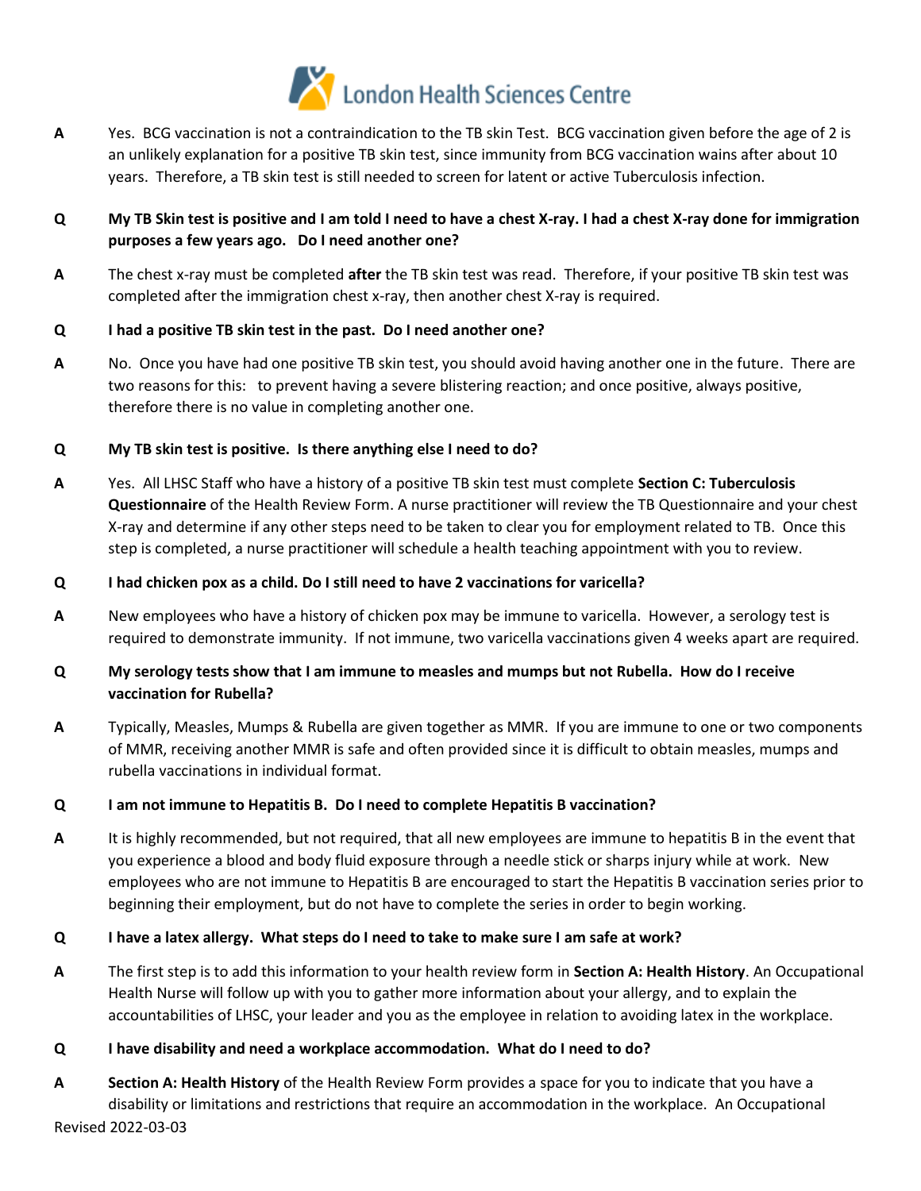**A** Yes. BCG vaccination is not a contraindication to the TB skin Test. BCG vaccination given before the age of 2 is an unlikely explanation for a positive TB skin test, since immunity from BCG vaccination wains after about 10 years. Therefore, a TB skin test is still needed to screen for latent or active Tuberculosis infection.

**Q My TB Skin test is positive and I am told I need to have a chest X-ray. I had a chest X-ray done for immigration purposes a few years ago. Do I need another one?**

**A** The chest x-ray must be completed **after** the TB skin test was read. Therefore, if your positive TB skin test was completed after the immigration chest x-ray, then another chest X-ray is required.

**Q I had a positive TB skin test in the past. Do I need another one?**

**A** No. Once you have had one positive TB skin test, you should avoid having another one in the future. There are two reasons for this: to prevent having a severe blistering reaction; and once positive, always positive, therefore there is no value in completing another one.

**Q My TB skin test is positive. Is there anything else I need to do?**

**A** Yes. All LHSC Staff who have a history of a positive TB skin test must complete **Section C: Tuberculosis Questionnaire** of the Health Review Form. A nurse practitioner will review the TB Questionnaire and your chest X-ray and determine if any other steps need to be taken to clear you for employment related to TB. Once this step is completed, a nurse practitioner will schedule a health teaching appointment with you to review.

**Q I had chicken pox as a child. Do I still need to have 2 vaccinations for varicella?**

**A** New employees who have a history of chicken pox may be immune to varicella. However, a serology test is required to demonstrate immunity. If not immune, two varicella vaccinations given 4 weeks apart are required.

**Q My serology tests show that I am immune to measles and mumps but not Rubella. How do I receive vaccination for Rubella?**

**A** Typically, Measles, Mumps & Rubella are given together as MMR. If you are immune to one or two components of MMR, receiving another MMR is safe and often provided since it is difficult to obtain measles, mumps and rubella vaccinations in individual format.

**Q I am not immune to Hepatitis B. Do I need to complete Hepatitis B vaccination?**

**A** It is highly recommended, but not required, that all new employees are immune to hepatitis B in the event that you experience a blood and body fluid exposure through a needle stick or sharps injury while at work. New employees who are not immune to Hepatitis B are encouraged to start the Hepatitis B vaccination series prior to beginning their employment, but do not have to complete the series in order to begin working.

**Q I have a latex allergy. What steps do I need to take to make sure I am safe at work?**

**A** The first step is to add this information to your health review form in **Section A: Health History**. An Occupational Health Nurse will follow up with you to gather more information about your allergy, and to explain the accountabilities of LHSC, your leader and you as the employee in relation to avoiding latex in the workplace.

**Q I have disability and need a workplace accommodation. What do I need to do?**

**A** **Section A: Health History** of the Health Review Form provides a space for you to indicate that you have a disability or limitations and restrictions that require an accommodation in the workplace. An Occupational

Revised 2022-03-03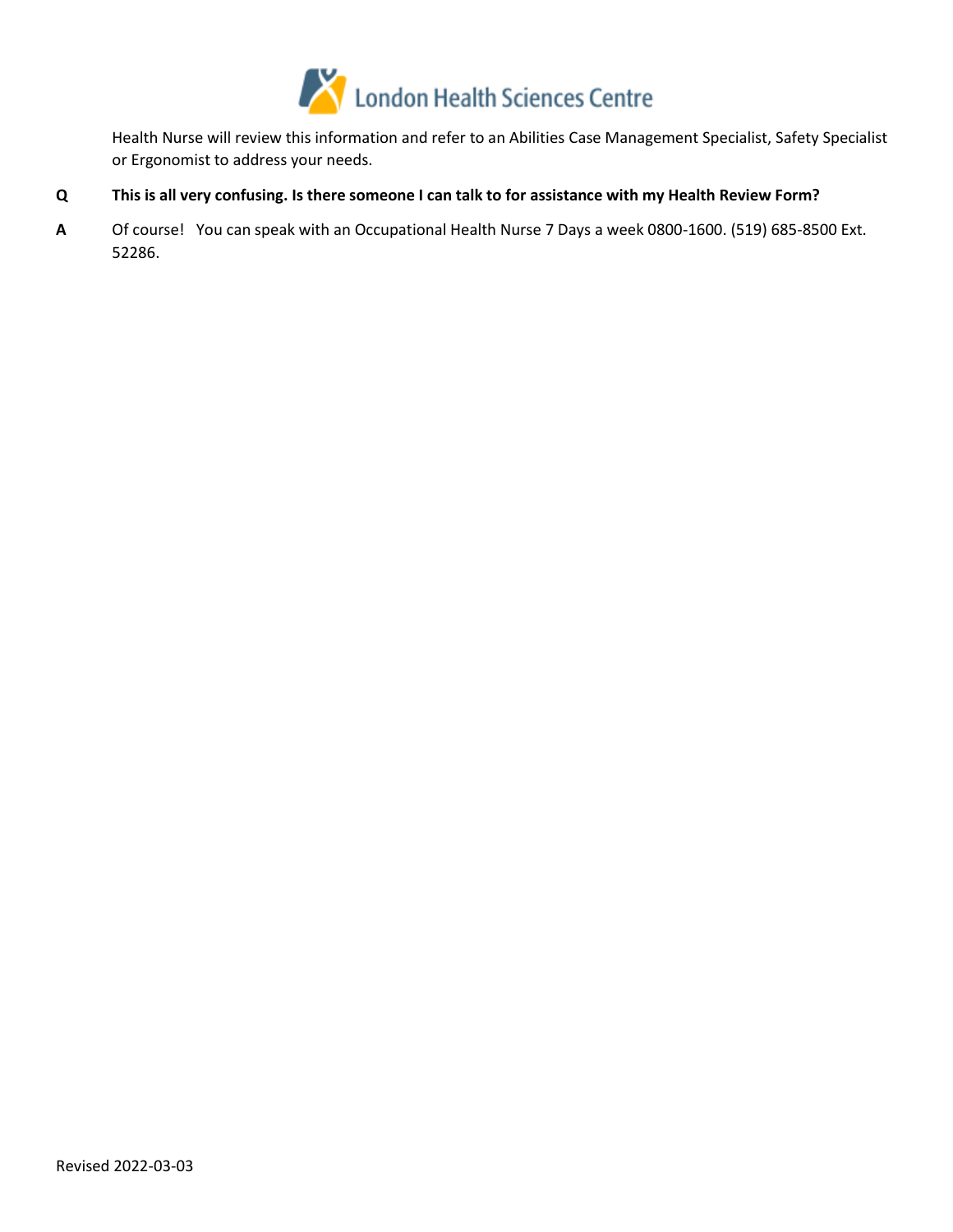Health Nurse will review this information and refer to an Abilities Case Management Specialist, Safety Specialist or Ergonomist to address your needs.

**Q** **This is all very confusing. Is there someone I can talk to for assistance with my Health Review Form?**

**A** Of course! You can speak with an Occupational Health Nurse 7 Days a week 0800-1600. (519) 685-8500 Ext. 52286.

Revised 2022-03-03